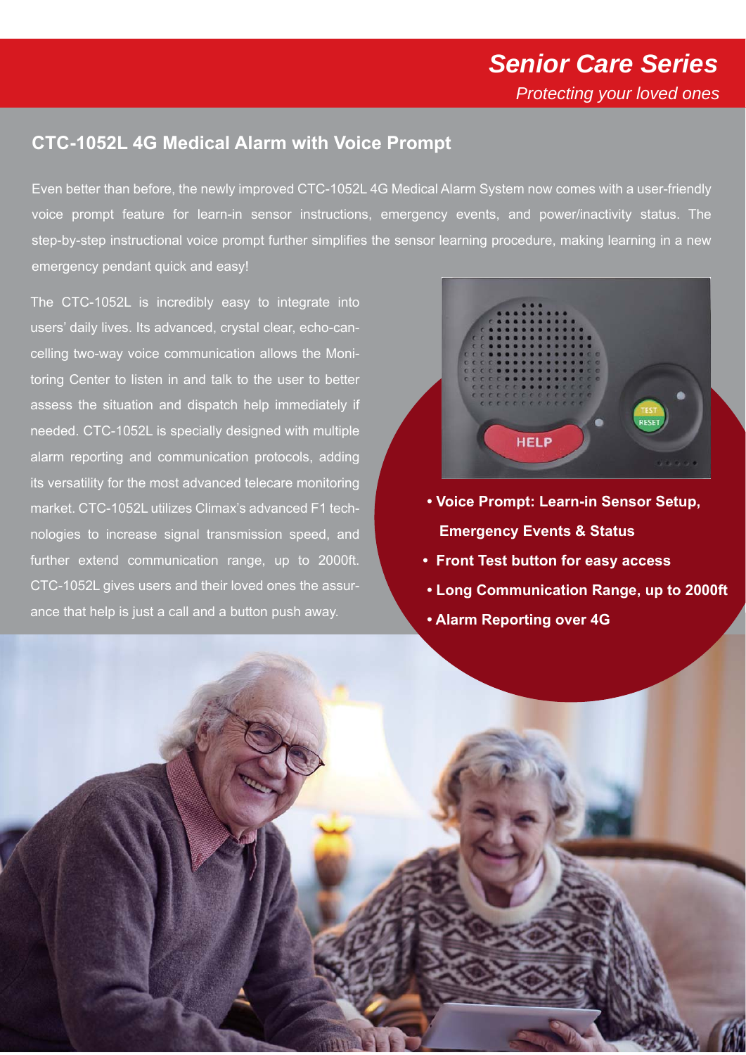# Senior Care Series

*Protecting your loved ones*

## CTC-1052L 4G Medical Alarm with Voice Prompt

Even better than before, the newly improved CTC-1052L 4G Medical Alarm System now comes with a user-friendly voice prompt feature for learn-in sensor instructions, emergency events, and power/inactivity status. The step-by-step instructional voice prompt further simplifies the sensor learning procedure, making learning in a new emergency pendant quick and easy!

The CTC-1052L is incredibly easy to integrate into users' daily lives. Its advanced, crystal clear, echo-cancelling two-way voice communication allows the Monitoring Center to listen in and talk to the user to better assess the situation and dispatch help immediately if needed. CTC-1052L is specially designed with multiple alarm reporting and communication protocols, adding its versatility for the most advanced telecare monitoring market. CTC-1052L utilizes Climax's advanced F1 technologies to increase signal transmission speed, and further extend communication range, up to 2000ft. CTC-1052L gives users and their loved ones the assurance that help is just a call and a button push away.

- **Voice Prompt: Learn-in Sensor Setup, Emergency Events & Status**
- **Front Test button for easy access**
- **Long Communication Range, up to 2000ft**
- **Alarm Reporting over 4G**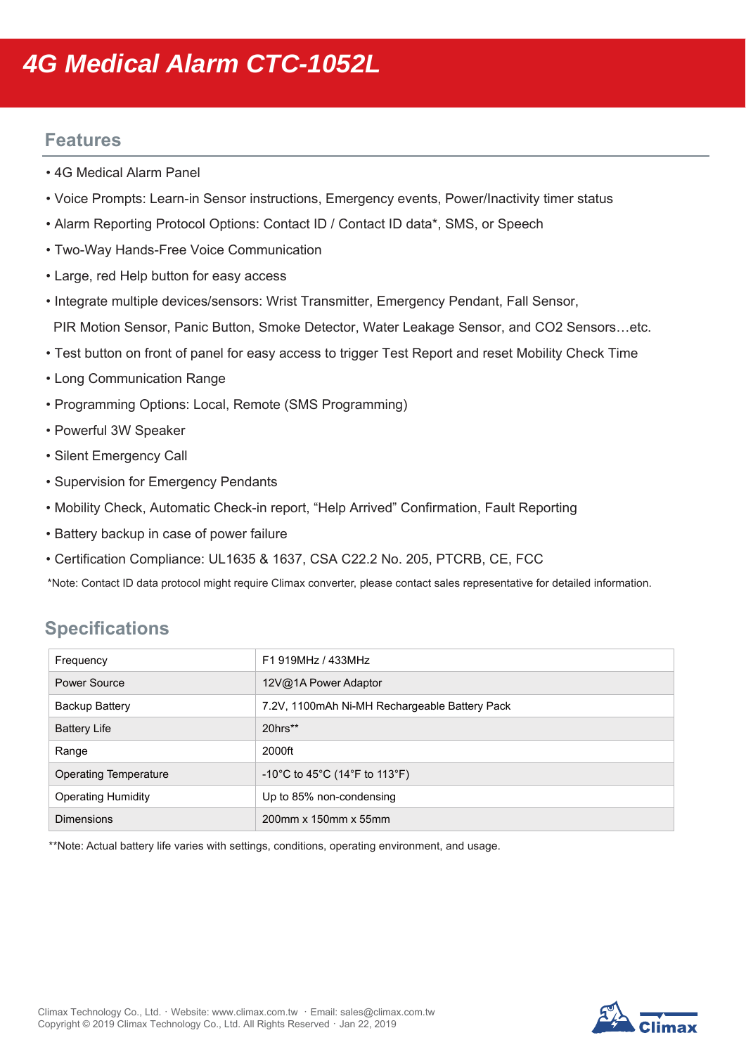# 4G Medical Alarm CTC-1052L

## Features

- 4G Medical Alarm Panel
- Voice Prompts: Learn-in Sensor instructions, Emergency events, Power/Inactivity timer status
- Alarm Reporting Protocol Options: Contact ID / Contact ID data*, SMS, or Speech
- Two-Way Hands-Free Voice Communication
- Large, red Help button for easy access
- Integrate multiple devices/sensors: Wrist Transmitter, Emergency Pendant, Fall Sensor, PIR Motion Sensor, Panic Button, Smoke Detector, Water Leakage Sensor, and CO2 Sensors…etc.
- Test button on front of panel for easy access to trigger Test Report and reset Mobility Check Time
- Long Communication Range
- Programming Options: Local, Remote (SMS Programming)
- Powerful 3W Speaker
- Silent Emergency Call
- Supervision for Emergency Pendants
- Mobility Check, Automatic Check-in report, “Help Arrived” Confirmation, Fault Reporting
- Battery backup in case of power failure
- Certification Compliance: UL1635 & 1637, CSA C22.2 No. 205, PTCRB, CE, FCC

*Note: Contact ID data protocol might require Climax converter, please contact sales representative for detailed information.

## Specifications

| | |
|---|---|
| Frequency | F1 919MHz / 433MHz |
| Power Source | 12V@1A Power Adaptor |
| Backup Battery | 7.2V, 1100mAh Ni-MH Rechargeable Battery Pack |
| Battery Life | 20hrs** |
| Range | 2000ft |
| Operating Temperature | -10°C to 45°C (14°F to 113°F) |
| Operating Humidity | Up to 85% non-condensing |
| Dimensions | 200mm x 150mm x 55mm |

**Note: Actual battery life varies with settings, conditions, operating environment, and usage.

Climax Technology Co., Ltd. · Website: www.climax.com.tw · Email: sales@climax.com.tw
Copyright © 2019 Climax Technology Co., Ltd. All Rights Reserved · Jan 22, 2019